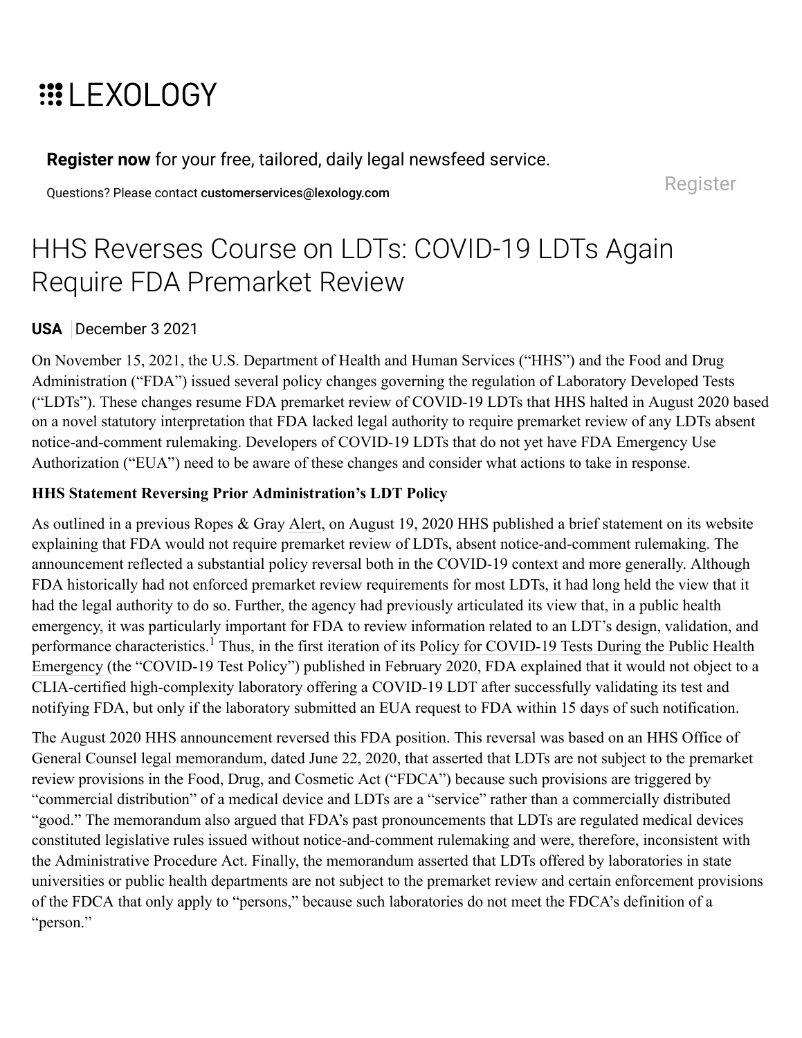# HHS Reverses Course on LDTs: COVID-19 LDTs Again Require FDA Premarket Review

**USA** | December 3 2021

On November 15, 2021, the U.S. Department of Health and Human Services ("HHS") and the Food and Drug Administration ("FDA") issued several policy changes governing the regulation of Laboratory Developed Tests ("LDTs"). These changes resume FDA premarket review of COVID-19 LDTs that HHS halted in August 2020 based on a novel statutory interpretation that FDA lacked legal authority to require premarket review of any LDTs absent notice-and-comment rulemaking. Developers of COVID-19 LDTs that do not yet have FDA Emergency Use Authorization ("EUA") need to be aware of these changes and consider what actions to take in response.

**HHS Statement Reversing Prior Administration's LDT Policy**

As outlined in a previous Ropes & Gray Alert, on August 19, 2020 HHS published a brief statement on its website explaining that FDA would not require premarket review of LDTs, absent notice-and-comment rulemaking. The announcement reflected a substantial policy reversal both in the COVID-19 context and more generally. Although FDA historically had not enforced premarket review requirements for most LDTs, it had long held the view that it had the legal authority to do so. Further, the agency had previously articulated its view that, in a public health emergency, it was particularly important for FDA to review information related to an LDT's design, validation, and performance characteristics.[1] Thus, in the first iteration of its Policy for COVID-19 Tests During the Public Health Emergency (the "COVID-19 Test Policy") published in February 2020, FDA explained that it would not object to a CLIA-certified high-complexity laboratory offering a COVID-19 LDT after successfully validating its test and notifying FDA, but only if the laboratory submitted an EUA request to FDA within 15 days of such notification.

The August 2020 HHS announcement reversed this FDA position. This reversal was based on an HHS Office of General Counsel legal memorandum, dated June 22, 2020, that asserted that LDTs are not subject to the premarket review provisions in the Food, Drug, and Cosmetic Act ("FDCA") because such provisions are triggered by "commercial distribution" of a medical device and LDTs are a "service" rather than a commercially distributed "good." The memorandum also argued that FDA's past pronouncements that LDTs are regulated medical devices constituted legislative rules issued without notice-and-comment rulemaking and were, therefore, inconsistent with the Administrative Procedure Act. Finally, the memorandum asserted that LDTs offered by laboratories in state universities or public health departments are not subject to the premarket review and certain enforcement provisions of the FDCA that only apply to "persons," because such laboratories do not meet the FDCA's definition of a "person."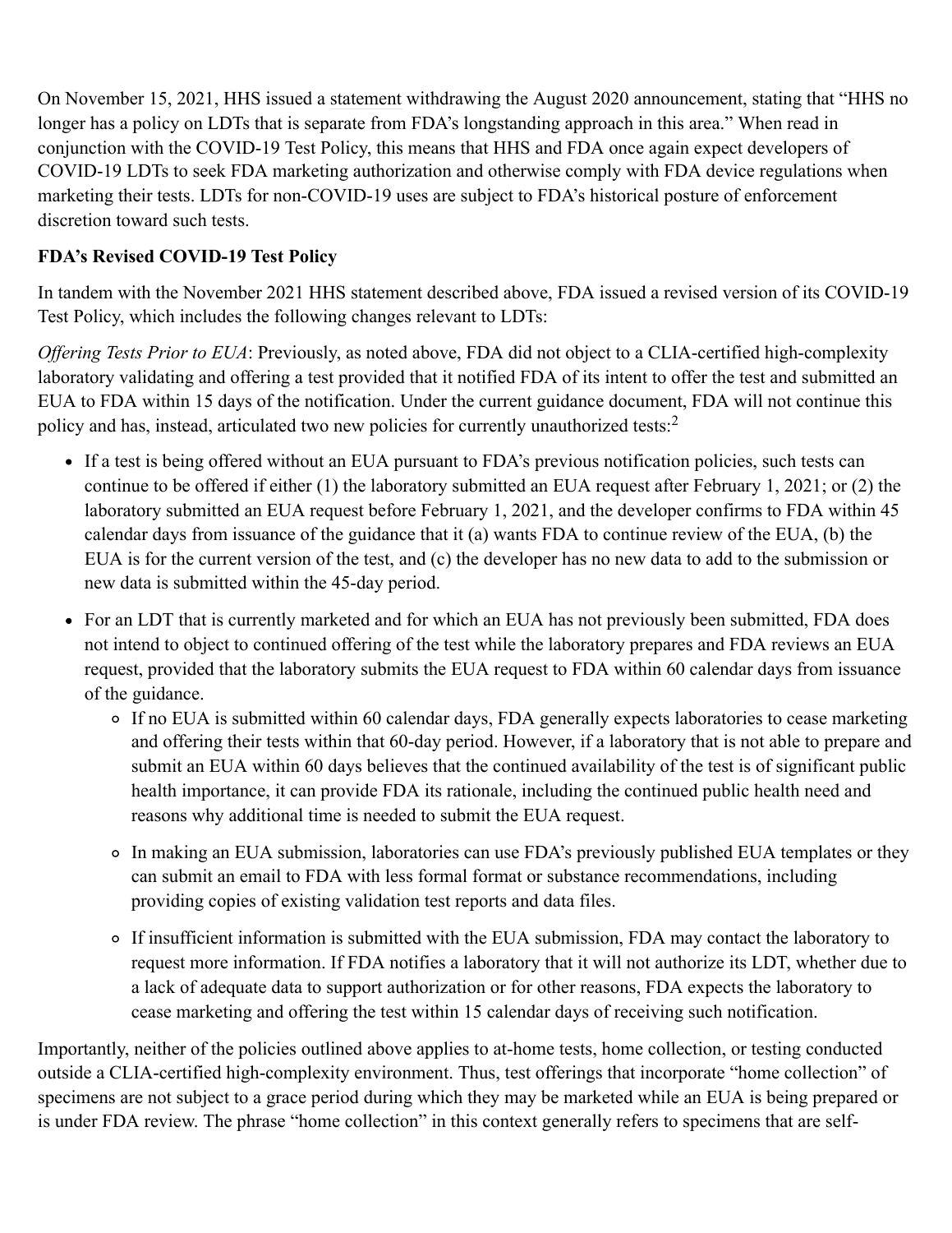On November 15, 2021, HHS issued a statement withdrawing the August 2020 announcement, stating that "HHS no longer has a policy on LDTs that is separate from FDA's longstanding approach in this area." When read in conjunction with the COVID-19 Test Policy, this means that HHS and FDA once again expect developers of COVID-19 LDTs to seek FDA marketing authorization and otherwise comply with FDA device regulations when marketing their tests. LDTs for non-COVID-19 uses are subject to FDA's historical posture of enforcement discretion toward such tests.

**FDA's Revised COVID-19 Test Policy**

In tandem with the November 2021 HHS statement described above, FDA issued a revised version of its COVID-19 Test Policy, which includes the following changes relevant to LDTs:

*Offering Tests Prior to EUA*: Previously, as noted above, FDA did not object to a CLIA-certified high-complexity laboratory validating and offering a test provided that it notified FDA of its intent to offer the test and submitted an EUA to FDA within 15 days of the notification. Under the current guidance document, FDA will not continue this policy and has, instead, articulated two new policies for currently unauthorized tests:[2]

- If a test is being offered without an EUA pursuant to FDA's previous notification policies, such tests can continue to be offered if either (1) the laboratory submitted an EUA request after February 1, 2021; or (2) the laboratory submitted an EUA request before February 1, 2021, and the developer confirms to FDA within 45 calendar days from issuance of the guidance that it (a) wants FDA to continue review of the EUA, (b) the EUA is for the current version of the test, and (c) the developer has no new data to add to the submission or new data is submitted within the 45-day period.
- For an LDT that is currently marketed and for which an EUA has not previously been submitted, FDA does not intend to object to continued offering of the test while the laboratory prepares and FDA reviews an EUA request, provided that the laboratory submits the EUA request to FDA within 60 calendar days from issuance of the guidance.
  - If no EUA is submitted within 60 calendar days, FDA generally expects laboratories to cease marketing and offering their tests within that 60-day period. However, if a laboratory that is not able to prepare and submit an EUA within 60 days believes that the continued availability of the test is of significant public health importance, it can provide FDA its rationale, including the continued public health need and reasons why additional time is needed to submit the EUA request.
  - In making an EUA submission, laboratories can use FDA's previously published EUA templates or they can submit an email to FDA with less formal format or substance recommendations, including providing copies of existing validation test reports and data files.
  - If insufficient information is submitted with the EUA submission, FDA may contact the laboratory to request more information. If FDA notifies a laboratory that it will not authorize its LDT, whether due to a lack of adequate data to support authorization or for other reasons, FDA expects the laboratory to cease marketing and offering the test within 15 calendar days of receiving such notification.

Importantly, neither of the policies outlined above applies to at-home tests, home collection, or testing conducted outside a CLIA-certified high-complexity environment. Thus, test offerings that incorporate "home collection" of specimens are not subject to a grace period during which they may be marketed while an EUA is being prepared or is under FDA review. The phrase "home collection" in this context generally refers to specimens that are self-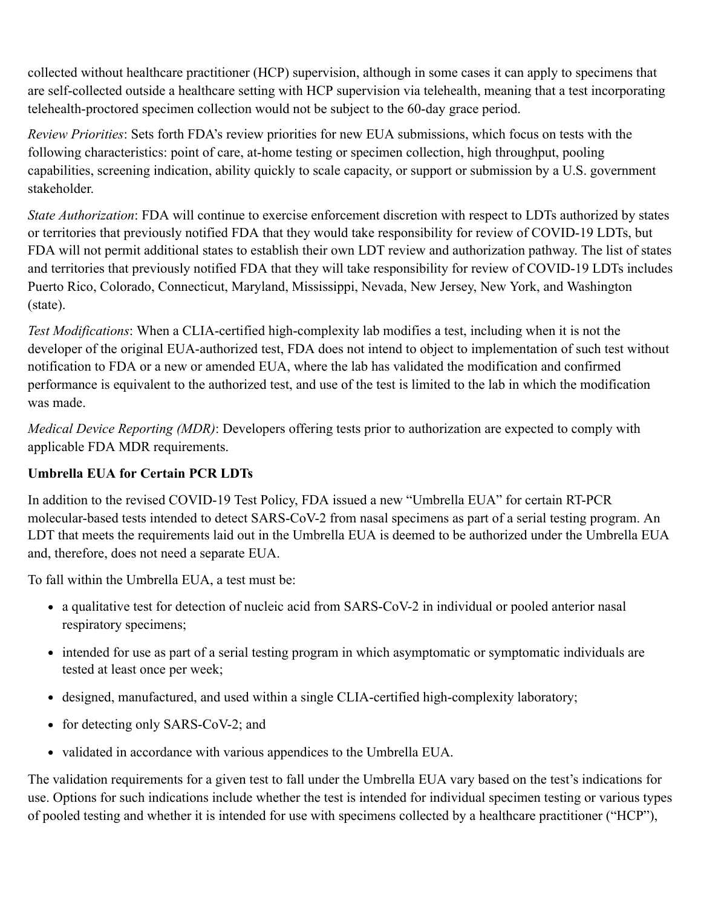collected without healthcare practitioner (HCP) supervision, although in some cases it can apply to specimens that are self-collected outside a healthcare setting with HCP supervision via telehealth, meaning that a test incorporating telehealth-proctored specimen collection would not be subject to the 60-day grace period.

*Review Priorities*: Sets forth FDA's review priorities for new EUA submissions, which focus on tests with the following characteristics: point of care, at-home testing or specimen collection, high throughput, pooling capabilities, screening indication, ability quickly to scale capacity, or support or submission by a U.S. government stakeholder.

*State Authorization*: FDA will continue to exercise enforcement discretion with respect to LDTs authorized by states or territories that previously notified FDA that they would take responsibility for review of COVID-19 LDTs, but FDA will not permit additional states to establish their own LDT review and authorization pathway. The list of states and territories that previously notified FDA that they will take responsibility for review of COVID-19 LDTs includes Puerto Rico, Colorado, Connecticut, Maryland, Mississippi, Nevada, New Jersey, New York, and Washington (state).

*Test Modifications*: When a CLIA-certified high-complexity lab modifies a test, including when it is not the developer of the original EUA-authorized test, FDA does not intend to object to implementation of such test without notification to FDA or a new or amended EUA, where the lab has validated the modification and confirmed performance is equivalent to the authorized test, and use of the test is limited to the lab in which the modification was made.

*Medical Device Reporting (MDR)*: Developers offering tests prior to authorization are expected to comply with applicable FDA MDR requirements.

**Umbrella EUA for Certain PCR LDTs**

In addition to the revised COVID-19 Test Policy, FDA issued a new "Umbrella EUA" for certain RT-PCR molecular-based tests intended to detect SARS-CoV-2 from nasal specimens as part of a serial testing program. An LDT that meets the requirements laid out in the Umbrella EUA is deemed to be authorized under the Umbrella EUA and, therefore, does not need a separate EUA.

To fall within the Umbrella EUA, a test must be:

- a qualitative test for detection of nucleic acid from SARS-CoV-2 in individual or pooled anterior nasal respiratory specimens;
- intended for use as part of a serial testing program in which asymptomatic or symptomatic individuals are tested at least once per week;
- designed, manufactured, and used within a single CLIA-certified high-complexity laboratory;
- for detecting only SARS-CoV-2; and
- validated in accordance with various appendices to the Umbrella EUA.

The validation requirements for a given test to fall under the Umbrella EUA vary based on the test's indications for use. Options for such indications include whether the test is intended for individual specimen testing or various types of pooled testing and whether it is intended for use with specimens collected by a healthcare practitioner ("HCP"),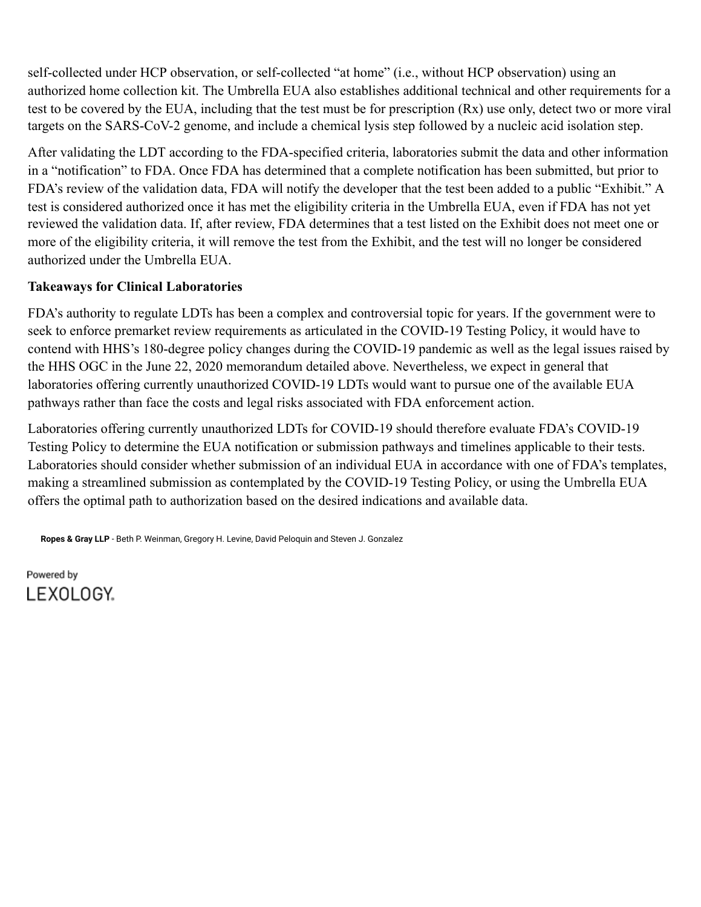self-collected under HCP observation, or self-collected "at home" (i.e., without HCP observation) using an authorized home collection kit. The Umbrella EUA also establishes additional technical and other requirements for a test to be covered by the EUA, including that the test must be for prescription (Rx) use only, detect two or more viral targets on the SARS-CoV-2 genome, and include a chemical lysis step followed by a nucleic acid isolation step.

After validating the LDT according to the FDA-specified criteria, laboratories submit the data and other information in a "notification" to FDA. Once FDA has determined that a complete notification has been submitted, but prior to FDA's review of the validation data, FDA will notify the developer that the test been added to a public "Exhibit." A test is considered authorized once it has met the eligibility criteria in the Umbrella EUA, even if FDA has not yet reviewed the validation data. If, after review, FDA determines that a test listed on the Exhibit does not meet one or more of the eligibility criteria, it will remove the test from the Exhibit, and the test will no longer be considered authorized under the Umbrella EUA.

**Takeaways for Clinical Laboratories**

FDA's authority to regulate LDTs has been a complex and controversial topic for years. If the government were to seek to enforce premarket review requirements as articulated in the COVID-19 Testing Policy, it would have to contend with HHS's 180-degree policy changes during the COVID-19 pandemic as well as the legal issues raised by the HHS OGC in the June 22, 2020 memorandum detailed above. Nevertheless, we expect in general that laboratories offering currently unauthorized COVID-19 LDTs would want to pursue one of the available EUA pathways rather than face the costs and legal risks associated with FDA enforcement action.

Laboratories offering currently unauthorized LDTs for COVID-19 should therefore evaluate FDA's COVID-19 Testing Policy to determine the EUA notification or submission pathways and timelines applicable to their tests. Laboratories should consider whether submission of an individual EUA in accordance with one of FDA's templates, making a streamlined submission as contemplated by the COVID-19 Testing Policy, or using the Umbrella EUA offers the optimal path to authorization based on the desired indications and available data.

**Ropes & Gray LLP** - Beth P. Weinman, Gregory H. Levine, David Peloquin and Steven J. Gonzalez

Powered by LEXOLOGY.